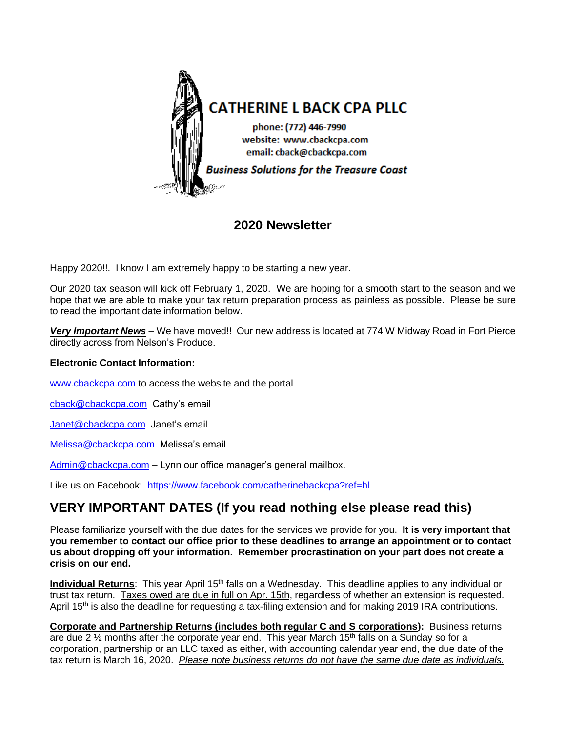**CATHERINE L BACK CPA PLLC**

phone: (772) 446-7990
website: www.cbackcpa.com
email: cback@cbackcpa.com

***Business Solutions for the Treasure Coast***

## 2020 Newsletter

Happy 2020!!. I know I am extremely happy to be starting a new year.

Our 2020 tax season will kick off February 1, 2020. We are hoping for a smooth start to the season and we hope that we are able to make your tax return preparation process as painless as possible. Please be sure to read the important date information below.

***Very Important News*** – We have moved!! Our new address is located at 774 W Midway Road in Fort Pierce directly across from Nelson's Produce.

**Electronic Contact Information:**

www.cbackcpa.com to access the website and the portal

cback@cbackcpa.com Cathy's email

Janet@cbackcpa.com Janet's email

Melissa@cbackcpa.com Melissa's email

Admin@cbackcpa.com – Lynn our office manager's general mailbox.

Like us on Facebook: https://www.facebook.com/catherinebackcpa?ref=hl

## VERY IMPORTANT DATES (If you read nothing else please read this)

Please familiarize yourself with the due dates for the services we provide for you. **It is very important that you remember to contact our office prior to these deadlines to arrange an appointment or to contact us about dropping off your information. Remember procrastination on your part does not create a crisis on our end.**

**Individual Returns**: This year April 15th falls on a Wednesday. This deadline applies to any individual or trust tax return. Taxes owed are due in full on Apr. 15th, regardless of whether an extension is requested. April 15th is also the deadline for requesting a tax-filing extension and for making 2019 IRA contributions.

**Corporate and Partnership Returns (includes both regular C and S corporations):** Business returns are due 2 ½ months after the corporate year end. This year March 15th falls on a Sunday so for a corporation, partnership or an LLC taxed as either, with accounting calendar year end, the due date of the tax return is March 16, 2020. *Please note business returns do not have the same due date as individuals.*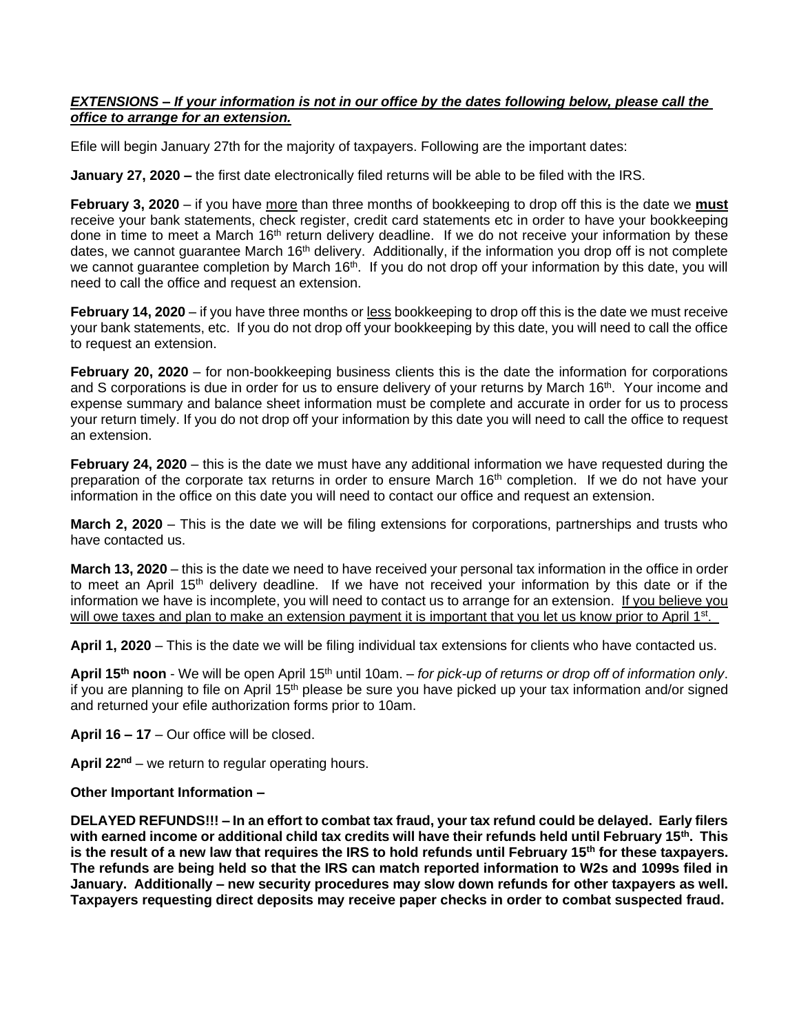***EXTENSIONS – If your information is not in our office by the dates following below, please call the office to arrange for an extension.***

Efile will begin January 27th for the majority of taxpayers. Following are the important dates:

**January 27, 2020 –** the first date electronically filed returns will be able to be filed with the IRS.

**February 3, 2020** – if you have more than three months of bookkeeping to drop off this is the date we **must** receive your bank statements, check register, credit card statements etc in order to have your bookkeeping done in time to meet a March 16th return delivery deadline. If we do not receive your information by these dates, we cannot guarantee March 16th delivery. Additionally, if the information you drop off is not complete we cannot guarantee completion by March 16th. If you do not drop off your information by this date, you will need to call the office and request an extension.

**February 14, 2020** – if you have three months or less bookkeeping to drop off this is the date we must receive your bank statements, etc. If you do not drop off your bookkeeping by this date, you will need to call the office to request an extension.

**February 20, 2020** – for non-bookkeeping business clients this is the date the information for corporations and S corporations is due in order for us to ensure delivery of your returns by March 16th. Your income and expense summary and balance sheet information must be complete and accurate in order for us to process your return timely. If you do not drop off your information by this date you will need to call the office to request an extension.

**February 24, 2020** – this is the date we must have any additional information we have requested during the preparation of the corporate tax returns in order to ensure March 16th completion. If we do not have your information in the office on this date you will need to contact our office and request an extension.

**March 2, 2020** – This is the date we will be filing extensions for corporations, partnerships and trusts who have contacted us.

**March 13, 2020** – this is the date we need to have received your personal tax information in the office in order to meet an April 15th delivery deadline. If we have not received your information by this date or if the information we have is incomplete, you will need to contact us to arrange for an extension. If you believe you will owe taxes and plan to make an extension payment it is important that you let us know prior to April 1st.

**April 1, 2020** – This is the date we will be filing individual tax extensions for clients who have contacted us.

**April 15th noon** - We will be open April 15th until 10am. – *for pick-up of returns or drop off of information only*. if you are planning to file on April 15th please be sure you have picked up your tax information and/or signed and returned your efile authorization forms prior to 10am.

**April 16 – 17** – Our office will be closed.

**April 22nd** – we return to regular operating hours.

**Other Important Information –**

**DELAYED REFUNDS!!! – In an effort to combat tax fraud, your tax refund could be delayed. Early filers with earned income or additional child tax credits will have their refunds held until February 15th. This is the result of a new law that requires the IRS to hold refunds until February 15th for these taxpayers. The refunds are being held so that the IRS can match reported information to W2s and 1099s filed in January. Additionally – new security procedures may slow down refunds for other taxpayers as well. Taxpayers requesting direct deposits may receive paper checks in order to combat suspected fraud.**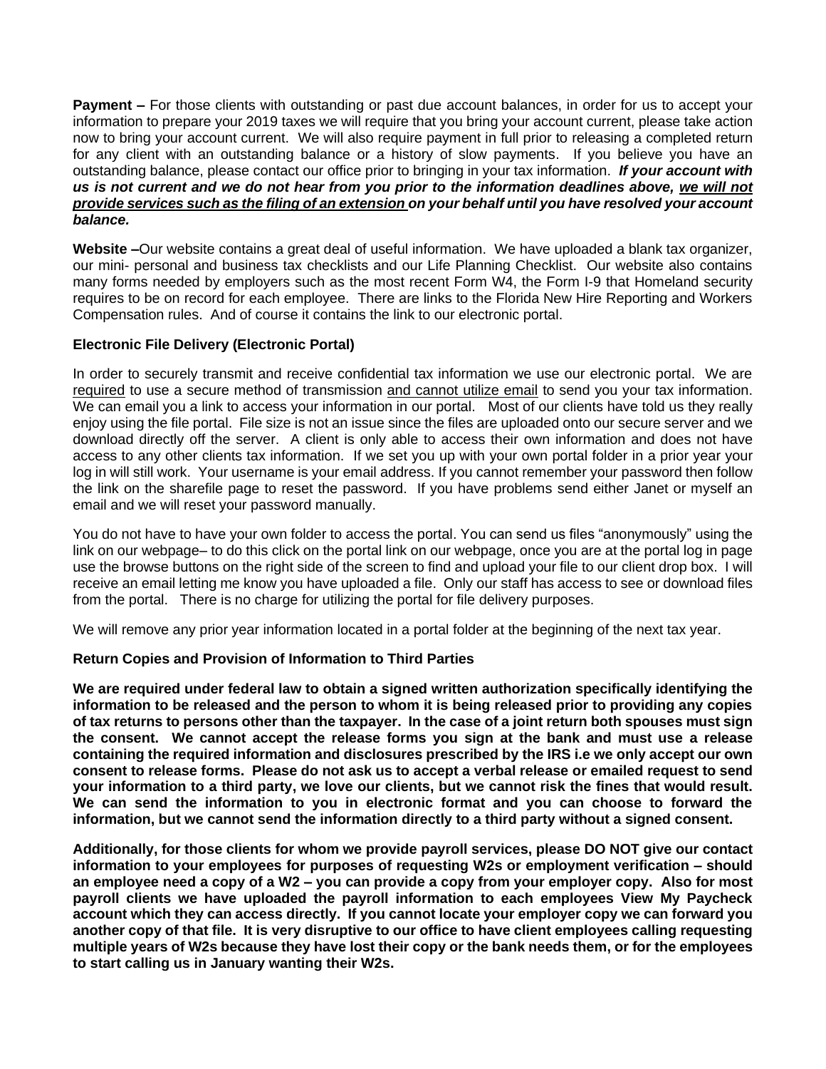**Payment –** For those clients with outstanding or past due account balances, in order for us to accept your information to prepare your 2019 taxes we will require that you bring your account current, please take action now to bring your account current. We will also require payment in full prior to releasing a completed return for any client with an outstanding balance or a history of slow payments. If you believe you have an outstanding balance, please contact our office prior to bringing in your tax information. ***If your account with us is not current and we do not hear from you prior to the information deadlines above, <u>we will not provide services such as the filing of an extension</u> on your behalf until you have resolved your account balance.***

**Website –**Our website contains a great deal of useful information. We have uploaded a blank tax organizer, our mini- personal and business tax checklists and our Life Planning Checklist. Our website also contains many forms needed by employers such as the most recent Form W4, the Form I-9 that Homeland security requires to be on record for each employee. There are links to the Florida New Hire Reporting and Workers Compensation rules. And of course it contains the link to our electronic portal.

**Electronic File Delivery (Electronic Portal)**

In order to securely transmit and receive confidential tax information we use our electronic portal. We are <u>required</u> to use a secure method of transmission <u>and cannot utilize email</u> to send you your tax information. We can email you a link to access your information in our portal. Most of our clients have told us they really enjoy using the file portal. File size is not an issue since the files are uploaded onto our secure server and we download directly off the server. A client is only able to access their own information and does not have access to any other clients tax information. If we set you up with your own portal folder in a prior year your log in will still work. Your username is your email address. If you cannot remember your password then follow the link on the sharefile page to reset the password. If you have problems send either Janet or myself an email and we will reset your password manually.

You do not have to have your own folder to access the portal. You can send us files "anonymously" using the link on our webpage– to do this click on the portal link on our webpage, once you are at the portal log in page use the browse buttons on the right side of the screen to find and upload your file to our client drop box. I will receive an email letting me know you have uploaded a file. Only our staff has access to see or download files from the portal. There is no charge for utilizing the portal for file delivery purposes.

We will remove any prior year information located in a portal folder at the beginning of the next tax year.

**Return Copies and Provision of Information to Third Parties**

**We are required under federal law to obtain a signed written authorization specifically identifying the information to be released and the person to whom it is being released prior to providing any copies of tax returns to persons other than the taxpayer. In the case of a joint return both spouses must sign the consent. We cannot accept the release forms you sign at the bank and must use a release containing the required information and disclosures prescribed by the IRS i.e we only accept our own consent to release forms. Please do not ask us to accept a verbal release or emailed request to send your information to a third party, we love our clients, but we cannot risk the fines that would result. We can send the information to you in electronic format and you can choose to forward the information, but we cannot send the information directly to a third party without a signed consent.**

**Additionally, for those clients for whom we provide payroll services, please DO NOT give our contact information to your employees for purposes of requesting W2s or employment verification – should an employee need a copy of a W2 – you can provide a copy from your employer copy. Also for most payroll clients we have uploaded the payroll information to each employees View My Paycheck account which they can access directly. If you cannot locate your employer copy we can forward you another copy of that file. It is very disruptive to our office to have client employees calling requesting multiple years of W2s because they have lost their copy or the bank needs them, or for the employees to start calling us in January wanting their W2s.**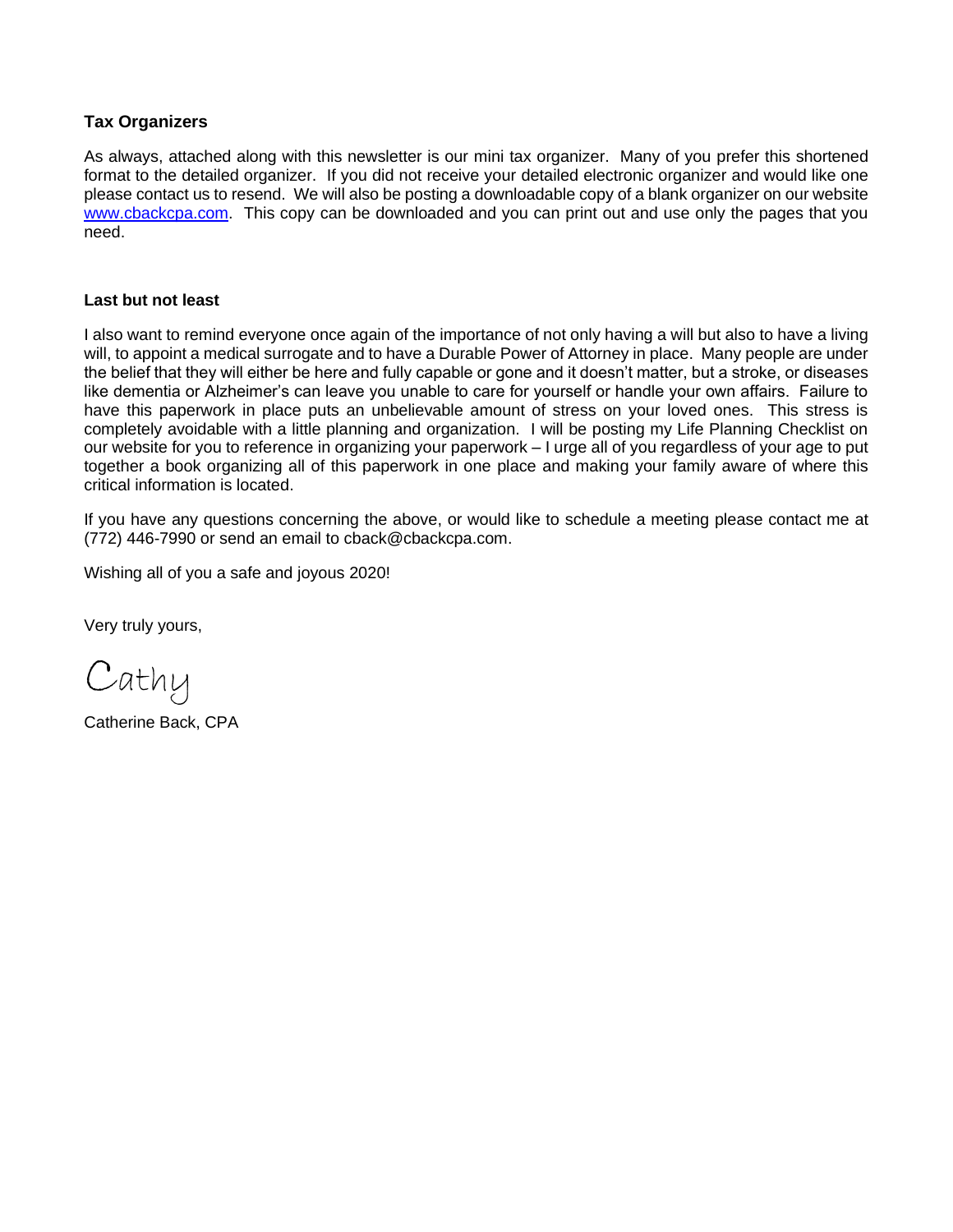**Tax Organizers**

As always, attached along with this newsletter is our mini tax organizer. Many of you prefer this shortened format to the detailed organizer. If you did not receive your detailed electronic organizer and would like one please contact us to resend. We will also be posting a downloadable copy of a blank organizer on our website [www.cbackcpa.com](http://www.cbackcpa.com). This copy can be downloaded and you can print out and use only the pages that you need.

**Last but not least**

I also want to remind everyone once again of the importance of not only having a will but also to have a living will, to appoint a medical surrogate and to have a Durable Power of Attorney in place. Many people are under the belief that they will either be here and fully capable or gone and it doesn't matter, but a stroke, or diseases like dementia or Alzheimer's can leave you unable to care for yourself or handle your own affairs. Failure to have this paperwork in place puts an unbelievable amount of stress on your loved ones. This stress is completely avoidable with a little planning and organization. I will be posting my Life Planning Checklist on our website for you to reference in organizing your paperwork – I urge all of you regardless of your age to put together a book organizing all of this paperwork in one place and making your family aware of where this critical information is located.

If you have any questions concerning the above, or would like to schedule a meeting please contact me at (772) 446-7990 or send an email to cback@cbackcpa.com.

Wishing all of you a safe and joyous 2020!

Very truly yours,

Cathy

Catherine Back, CPA